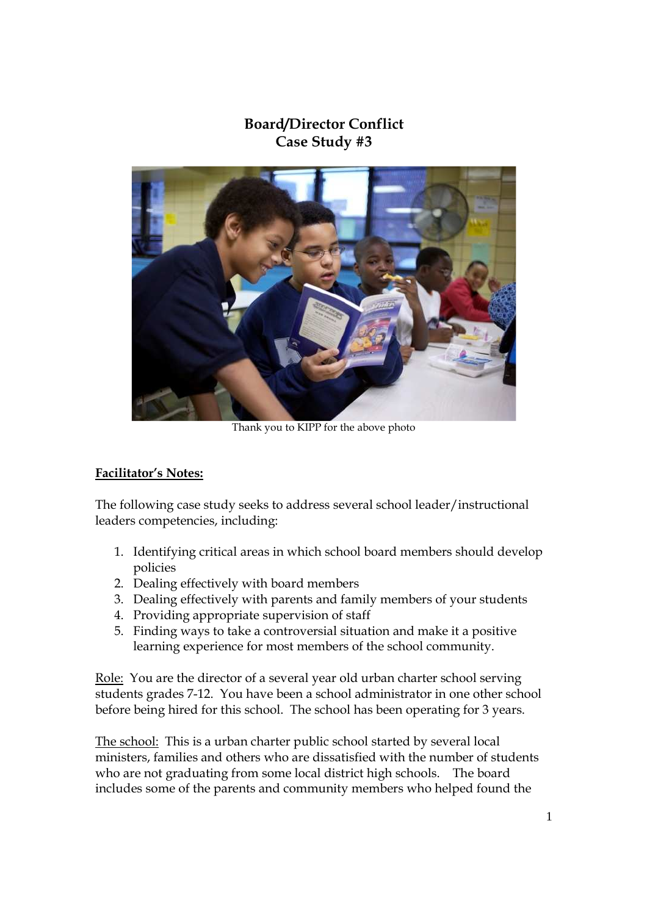# Board/Director Conflict
## Case Study #3

Thank you to KIPP for the above photo

**Facilitator's Notes:**

The following case study seeks to address several school leader/instructional leaders competencies, including:

1. Identifying critical areas in which school board members should develop policies
2. Dealing effectively with board members
3. Dealing effectively with parents and family members of your students
4. Providing appropriate supervision of staff
5. Finding ways to take a controversial situation and make it a positive learning experience for most members of the school community.

Role: You are the director of a several year old urban charter school serving students grades 7-12. You have been a school administrator in one other school before being hired for this school. The school has been operating for 3 years.

The school: This is a urban charter public school started by several local ministers, families and others who are dissatisfied with the number of students who are not graduating from some local district high schools. The board includes some of the parents and community members who helped found the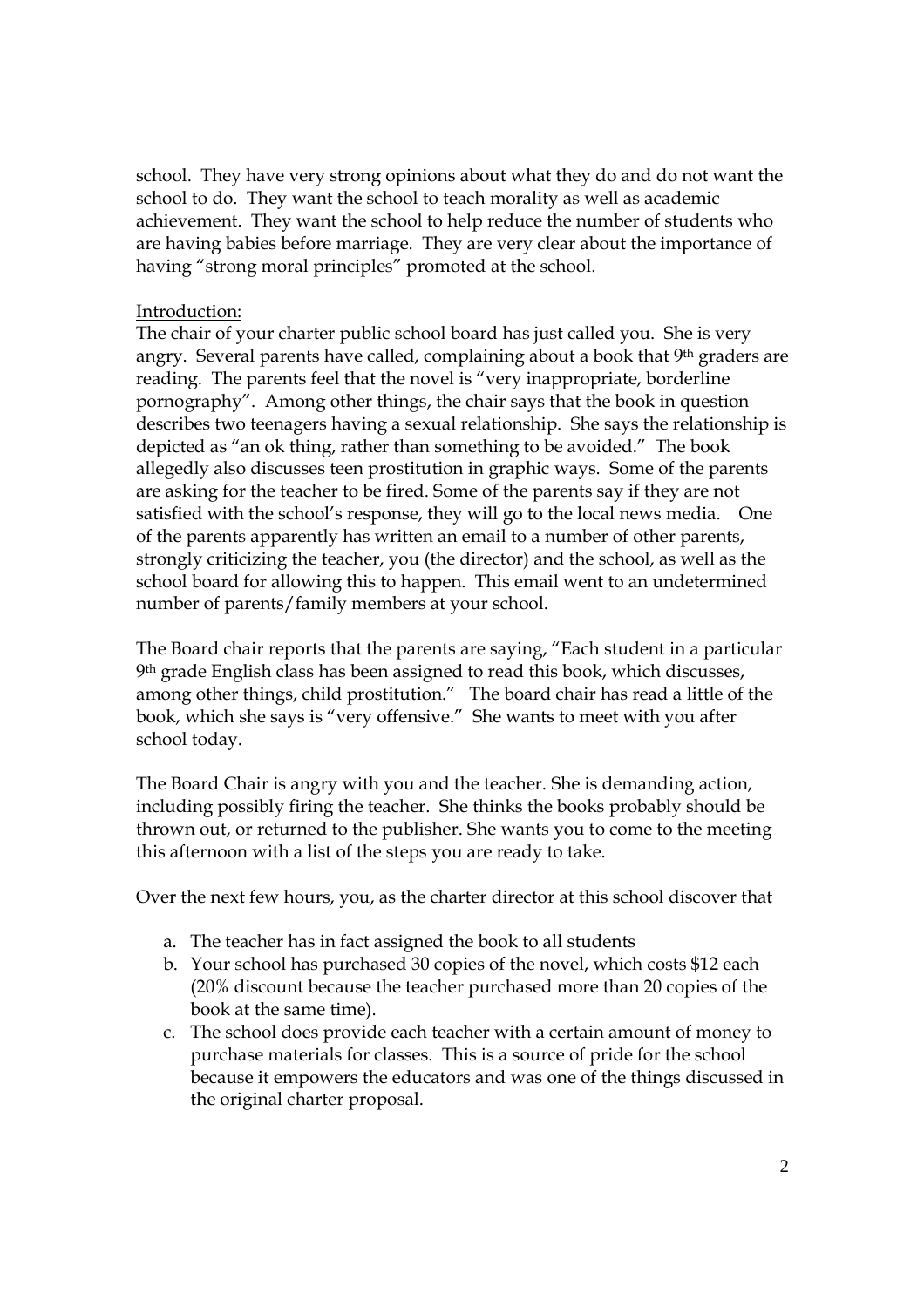school. They have very strong opinions about what they do and do not want the school to do. They want the school to teach morality as well as academic achievement. They want the school to help reduce the number of students who are having babies before marriage. They are very clear about the importance of having "strong moral principles" promoted at the school.

Introduction:

The chair of your charter public school board has just called you. She is very angry. Several parents have called, complaining about a book that 9th graders are reading. The parents feel that the novel is "very inappropriate, borderline pornography". Among other things, the chair says that the book in question describes two teenagers having a sexual relationship. She says the relationship is depicted as "an ok thing, rather than something to be avoided." The book allegedly also discusses teen prostitution in graphic ways. Some of the parents are asking for the teacher to be fired. Some of the parents say if they are not satisfied with the school's response, they will go to the local news media. One of the parents apparently has written an email to a number of other parents, strongly criticizing the teacher, you (the director) and the school, as well as the school board for allowing this to happen. This email went to an undetermined number of parents/family members at your school.

The Board chair reports that the parents are saying, "Each student in a particular 9th grade English class has been assigned to read this book, which discusses, among other things, child prostitution." The board chair has read a little of the book, which she says is "very offensive." She wants to meet with you after school today.

The Board Chair is angry with you and the teacher. She is demanding action, including possibly firing the teacher. She thinks the books probably should be thrown out, or returned to the publisher. She wants you to come to the meeting this afternoon with a list of the steps you are ready to take.

Over the next few hours, you, as the charter director at this school discover that

a. The teacher has in fact assigned the book to all students
b. Your school has purchased 30 copies of the novel, which costs $12 each (20% discount because the teacher purchased more than 20 copies of the book at the same time).
c. The school does provide each teacher with a certain amount of money to purchase materials for classes. This is a source of pride for the school because it empowers the educators and was one of the things discussed in the original charter proposal.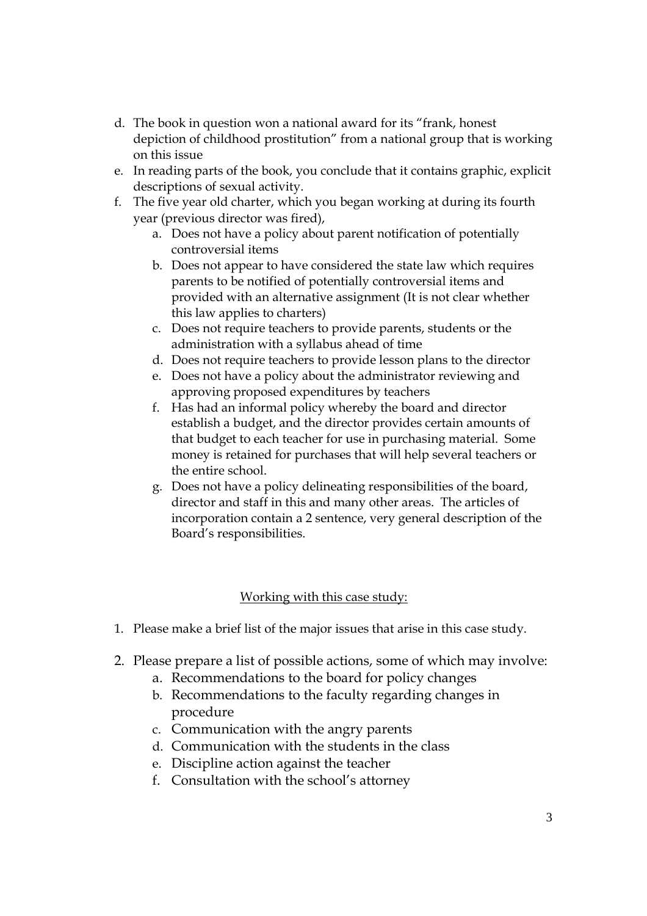d. The book in question won a national award for its "frank, honest depiction of childhood prostitution" from a national group that is working on this issue
e. In reading parts of the book, you conclude that it contains graphic, explicit descriptions of sexual activity.
f. The five year old charter, which you began working at during its fourth year (previous director was fired),
    a. Does not have a policy about parent notification of potentially controversial items
    b. Does not appear to have considered the state law which requires parents to be notified of potentially controversial items and provided with an alternative assignment (It is not clear whether this law applies to charters)
    c. Does not require teachers to provide parents, students or the administration with a syllabus ahead of time
    d. Does not require teachers to provide lesson plans to the director
    e. Does not have a policy about the administrator reviewing and approving proposed expenditures by teachers
    f. Has had an informal policy whereby the board and director establish a budget, and the director provides certain amounts of that budget to each teacher for use in purchasing material. Some money is retained for purchases that will help several teachers or the entire school.
    g. Does not have a policy delineating responsibilities of the board, director and staff in this and many other areas. The articles of incorporation contain a 2 sentence, very general description of the Board's responsibilities.

<u>Working with this case study:</u>

1. Please make a brief list of the major issues that arise in this case study.
2. Please prepare a list of possible actions, some of which may involve:
    a. Recommendations to the board for policy changes
    b. Recommendations to the faculty regarding changes in procedure
    c. Communication with the angry parents
    d. Communication with the students in the class
    e. Discipline action against the teacher
    f. Consultation with the school's attorney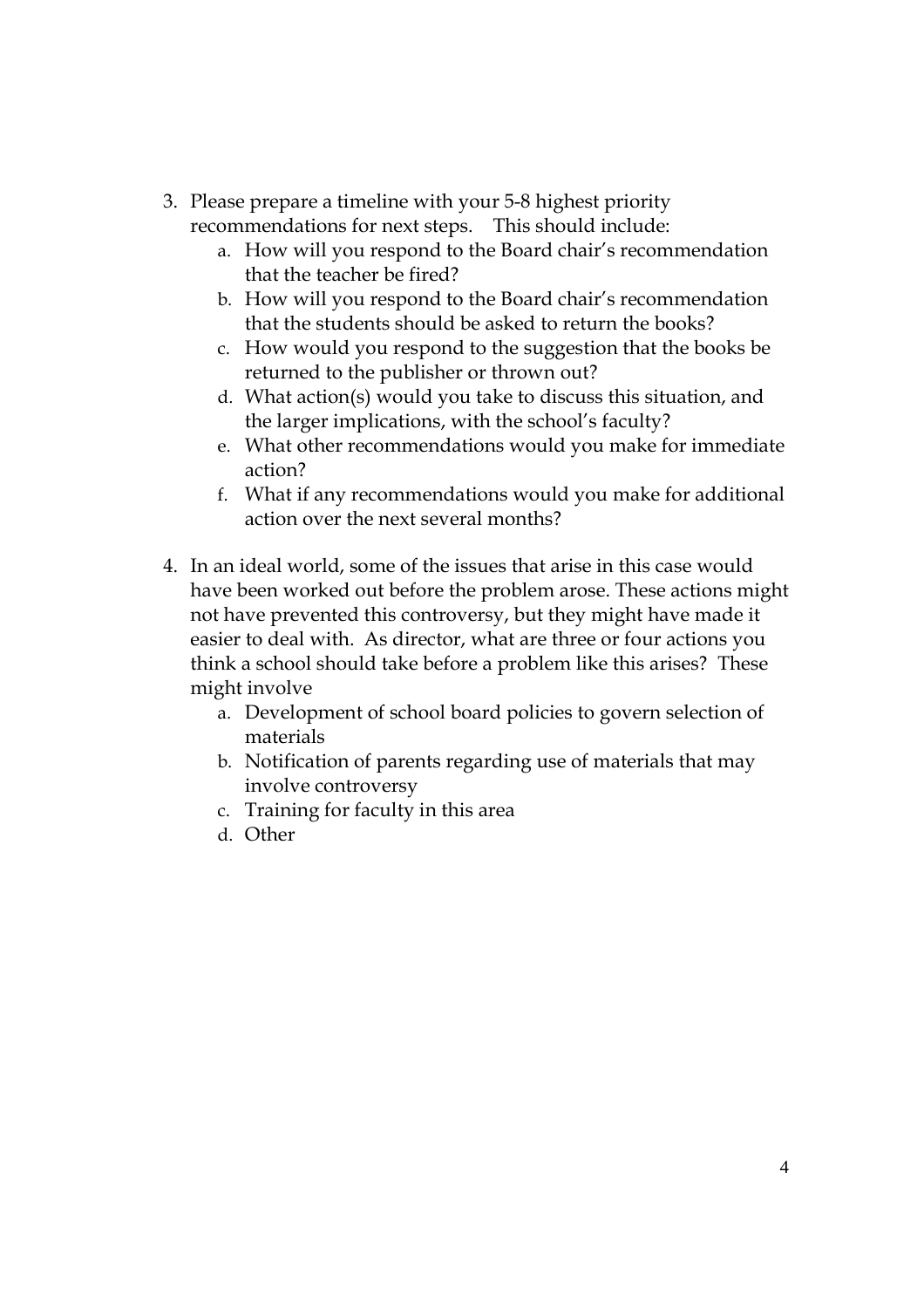3. Please prepare a timeline with your 5-8 highest priority recommendations for next steps. This should include:
    a. How will you respond to the Board chair's recommendation that the teacher be fired?
    b. How will you respond to the Board chair's recommendation that the students should be asked to return the books?
    c. How would you respond to the suggestion that the books be returned to the publisher or thrown out?
    d. What action(s) would you take to discuss this situation, and the larger implications, with the school's faculty?
    e. What other recommendations would you make for immediate action?
    f. What if any recommendations would you make for additional action over the next several months?

4. In an ideal world, some of the issues that arise in this case would have been worked out before the problem arose. These actions might not have prevented this controversy, but they might have made it easier to deal with. As director, what are three or four actions you think a school should take before a problem like this arises? These might involve
    a. Development of school board policies to govern selection of materials
    b. Notification of parents regarding use of materials that may involve controversy
    c. Training for faculty in this area
    d. Other